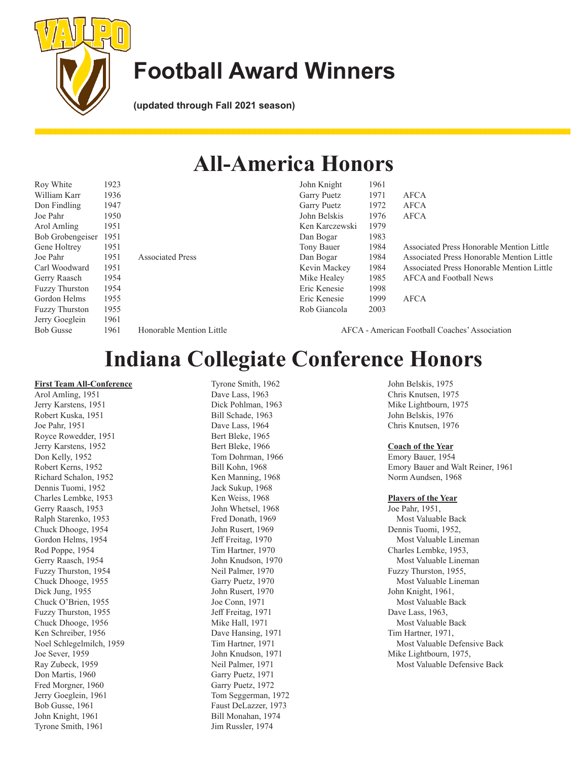# Football Award Winners

**(updated through Fall 2021 season)**

## All-America Honors

| Name | Year | Honor |
|---|---|---|
| Roy White | 1923 | |
| William Karr | 1936 | |
| Don Findling | 1947 | |
| Joe Pahr | 1950 | |
| Arol Amling | 1951 | |
| Bob Grobengeiser | 1951 | |
| Gene Holtrey | 1951 | |
| Joe Pahr | 1951 | Associated Press |
| Carl Woodward | 1951 | |
| Gerry Raasch | 1954 | |
| Fuzzy Thurston | 1954 | |
| Gordon Helms | 1955 | |
| Fuzzy Thurston | 1955 | |
| Jerry Goeglein | 1961 | |
| Bob Gusse | 1961 | Honorable Mention Little |
| John Knight | 1961 | |
| Garry Puetz | 1971 | AFCA |
| Garry Puetz | 1972 | AFCA |
| John Belskis | 1976 | AFCA |
| Ken Karczewski | 1979 | |
| Dan Bogar | 1983 | |
| Tony Bauer | 1984 | Associated Press Honorable Mention Little |
| Dan Bogar | 1984 | Associated Press Honorable Mention Little |
| Kevin Mackey | 1984 | Associated Press Honorable Mention Little |
| Mike Healey | 1985 | AFCA and Football News |
| Eric Kenesie | 1998 | |
| Eric Kenesie | 1999 | AFCA |
| Rob Giancola | 2003 | |

AFCA - American Football Coaches' Association

## Indiana Collegiate Conference Honors

**First Team All-Conference**

Arol Amling, 1951
Jerry Karstens, 1951
Robert Kuska, 1951
Joe Pahr, 1951
Royce Rowedder, 1951
Jerry Karstens, 1952
Don Kelly, 1952
Robert Kerns, 1952
Richard Schalon, 1952
Dennis Tuomi, 1952
Charles Lembke, 1953
Gerry Raasch, 1953
Ralph Starenko, 1953
Chuck Dhooge, 1954
Gordon Helms, 1954
Rod Poppe, 1954
Gerry Raasch, 1954
Fuzzy Thurston, 1954
Chuck Dhooge, 1955
Dick Jung, 1955
Chuck O'Brien, 1955
Fuzzy Thurston, 1955
Chuck Dhooge, 1956
Ken Schreiber, 1956
Noel Schlegelmilch, 1959
Joe Sever, 1959
Ray Zubeck, 1959
Don Martis, 1960
Fred Morgner, 1960
Jerry Goeglein, 1961
Bob Gusse, 1961
John Knight, 1961
Tyrone Smith, 1961
Tyrone Smith, 1962
Dave Lass, 1963
Dick Pohlman, 1963
Bill Schade, 1963
Dave Lass, 1964
Bert Bleke, 1965
Bert Bleke, 1966
Tom Dohrman, 1966
Bill Kohn, 1968
Ken Manning, 1968
Jack Sukup, 1968
Ken Weiss, 1968
John Whetsel, 1968
Fred Donath, 1969
John Rusert, 1969
Jeff Freitag, 1970
Tim Hartner, 1970
John Knudson, 1970
Neil Palmer, 1970
Garry Puetz, 1970
John Rusert, 1970
Joe Conn, 1971
Jeff Freitag, 1971
Mike Hall, 1971
Dave Hansing, 1971
Tim Hartner, 1971
John Knudson, 1971
Neil Palmer, 1971
Garry Puetz, 1971
Garry Puetz, 1972
Tom Seggerman, 1972
Faust DeLazzer, 1973
Bill Monahan, 1974
Jim Russler, 1974
John Belskis, 1975
Chris Knutsen, 1975
Mike Lightbourn, 1975
John Belskis, 1976
Chris Knutsen, 1976

**Coach of the Year**

Emory Bauer, 1954
Emory Bauer and Walt Reiner, 1961
Norm Aundsen, 1968

**Players of the Year**

Joe Pahr, 1951,
Most Valuable Back
Dennis Tuomi, 1952,
Most Valuable Lineman
Charles Lembke, 1953,
Most Valuable Lineman
Fuzzy Thurston, 1955,
Most Valuable Lineman
John Knight, 1961,
Most Valuable Back
Dave Lass, 1963,
Most Valuable Back
Tim Hartner, 1971,
Most Valuable Defensive Back
Mike Lightbourn, 1975,
Most Valuable Defensive Back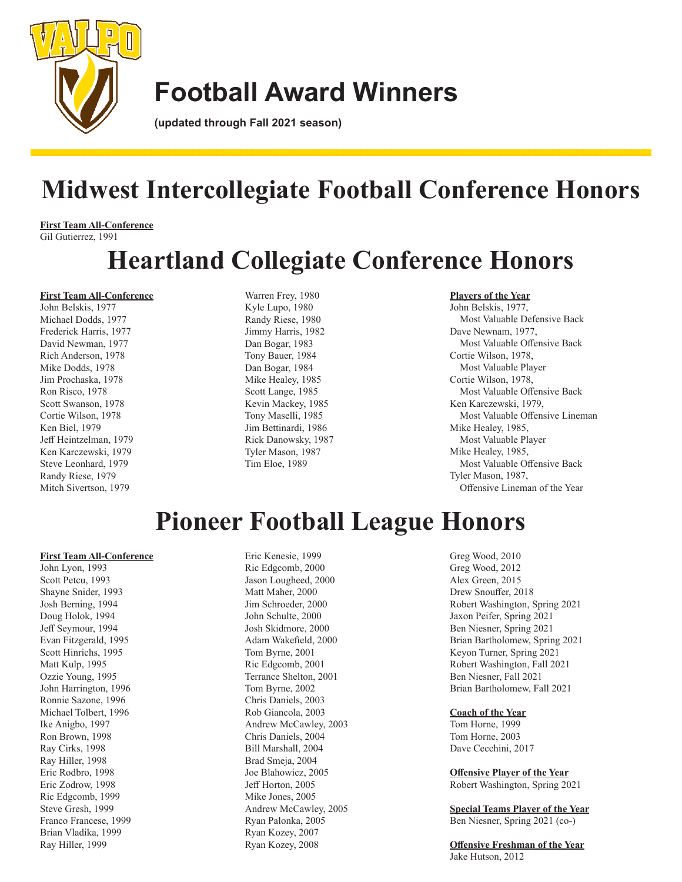# Football Award Winners

**(updated through Fall 2021 season)**

# Midwest Intercollegiate Football Conference Honors

**First Team All-Conference**
Gil Gutierrez, 1991

# Heartland Collegiate Conference Honors

**First Team All-Conference**
John Belskis, 1977
Michael Dodds, 1977
Frederick Harris, 1977
David Newman, 1977
Rich Anderson, 1978
Mike Dodds, 1978
Jim Prochaska, 1978
Ron Risco, 1978
Scott Swanson, 1978
Cortie Wilson, 1978
Ken Biel, 1979
Jeff Heintzelman, 1979
Ken Karczewski, 1979
Steve Leonhard, 1979
Randy Riese, 1979
Mitch Sivertson, 1979
Warren Frey, 1980
Kyle Lupo, 1980
Randy Riese, 1980
Jimmy Harris, 1982
Dan Bogar, 1983
Tony Bauer, 1984
Dan Bogar, 1984
Mike Healey, 1985
Scott Lange, 1985
Kevin Mackey, 1985
Tony Maselli, 1985
Jim Bettinardi, 1986
Rick Danowsky, 1987
Tyler Mason, 1987
Tim Eloe, 1989

**Players of the Year**
John Belskis, 1977,
Most Valuable Defensive Back
Dave Newnam, 1977,
Most Valuable Offensive Back
Cortie Wilson, 1978,
Most Valuable Player
Cortie Wilson, 1978,
Most Valuable Offensive Back
Ken Karczewski, 1979,
Most Valuable Offensive Lineman
Mike Healey, 1985,
Most Valuable Player
Mike Healey, 1985,
Most Valuable Offensive Back
Tyler Mason, 1987,
Offensive Lineman of the Year

# Pioneer Football League Honors

**First Team All-Conference**
John Lyon, 1993
Scott Petcu, 1993
Shayne Snider, 1993
Josh Berning, 1994
Doug Holok, 1994
Jeff Seymour, 1994
Evan Fitzgerald, 1995
Scott Hinrichs, 1995
Matt Kulp, 1995
Ozzie Young, 1995
John Harrington, 1996
Ronnie Sazone, 1996
Michael Tolbert, 1996
Ike Anigbo, 1997
Ron Brown, 1998
Ray Cirks, 1998
Ray Hiller, 1998
Eric Rodbro, 1998
Eric Zodrow, 1998
Ric Edgcomb, 1999
Steve Gresh, 1999
Franco Francese, 1999
Brian Vladika, 1999
Ray Hiller, 1999
Eric Kenesie, 1999
Ric Edgcomb, 2000
Jason Lougheed, 2000
Matt Maher, 2000
Jim Schroeder, 2000
John Schulte, 2000
Josh Skidmore, 2000
Adam Wakefield, 2000
Tom Byrne, 2001
Ric Edgcomb, 2001
Terrance Shelton, 2001
Tom Byrne, 2002
Chris Daniels, 2003
Rob Giancola, 2003
Andrew McCawley, 2003
Chris Daniels, 2004
Bill Marshall, 2004
Brad Smeja, 2004
Joe Blahowicz, 2005
Jeff Horton, 2005
Mike Jones, 2005
Andrew McCawley, 2005
Ryan Palonka, 2005
Ryan Kozey, 2007
Ryan Kozey, 2008
Greg Wood, 2010
Greg Wood, 2012
Alex Green, 2015
Drew Snouffer, 2018
Robert Washington, Spring 2021
Jaxon Peifer, Spring 2021
Ben Niesner, Spring 2021
Brian Bartholomew, Spring 2021
Keyon Turner, Spring 2021
Robert Washington, Fall 2021
Ben Niesner, Fall 2021
Brian Bartholomew, Fall 2021

**Coach of the Year**
Tom Horne, 1999
Tom Horne, 2003
Dave Cecchini, 2017

**Offensive Player of the Year**
Robert Washington, Spring 2021

**Special Teams Player of the Year**
Ben Niesner, Spring 2021 (co-)

**Offensive Freshman of the Year**
Jake Hutson, 2012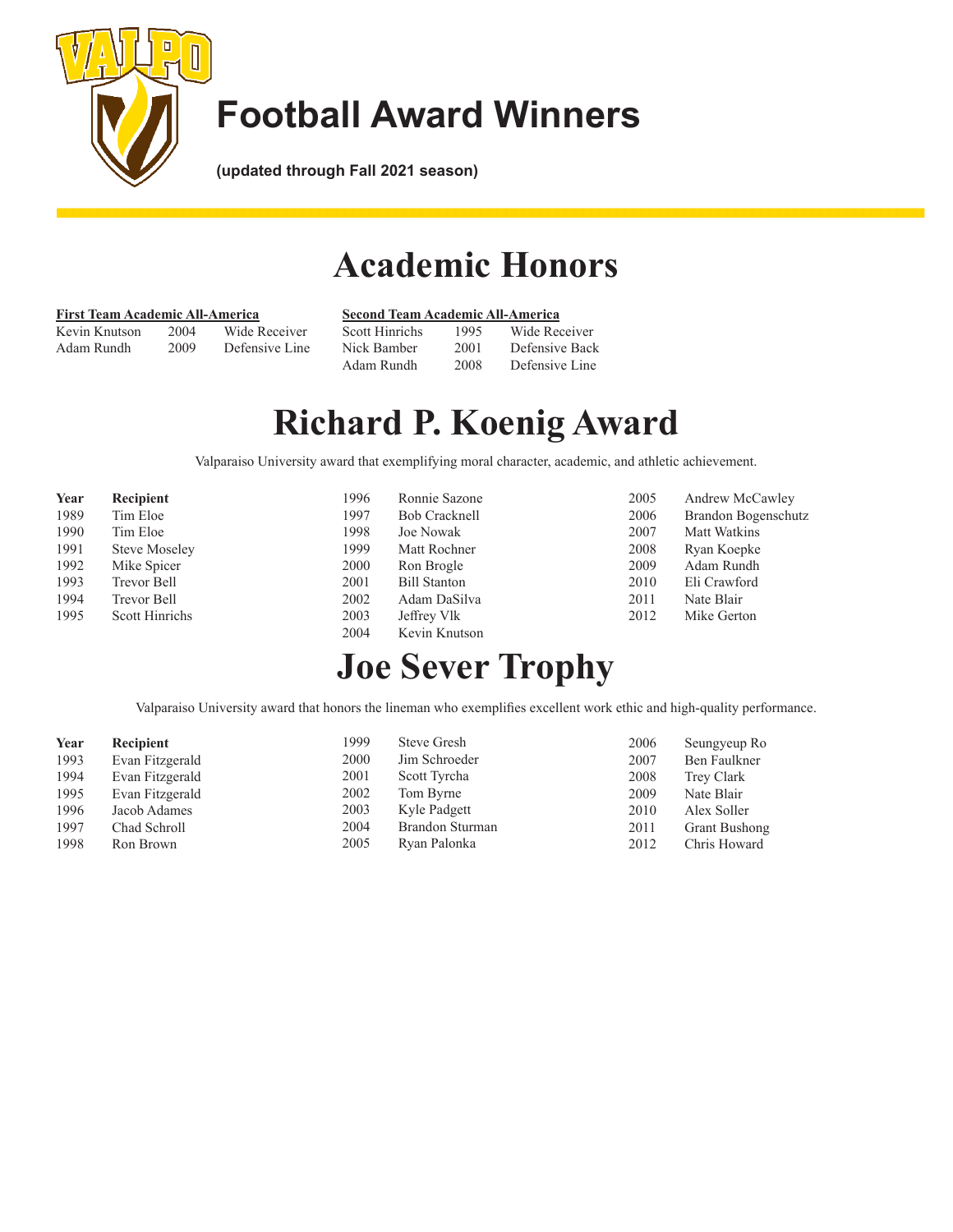# Football Award Winners

**(updated through Fall 2021 season)**

## Academic Honors

**First Team Academic All-America**

| | | |
|---|---|---|
| Kevin Knutson | 2004 | Wide Receiver |
| Adam Rundh | 2009 | Defensive Line |

**Second Team Academic All-America**

| | | |
|---|---|---|
| Scott Hinrichs | 1995 | Wide Receiver |
| Nick Bamber | 2001 | Defensive Back |
| Adam Rundh | 2008 | Defensive Line |

## Richard P. Koenig Award

Valparaiso University award that exemplifying moral character, academic, and athletic achievement.

| Year | Recipient |
|---|---|
| 1989 | Tim Eloe |
| 1990 | Tim Eloe |
| 1991 | Steve Moseley |
| 1992 | Mike Spicer |
| 1993 | Trevor Bell |
| 1994 | Trevor Bell |
| 1995 | Scott Hinrichs |
| 1996 | Ronnie Sazone |
| 1997 | Bob Cracknell |
| 1998 | Joe Nowak |
| 1999 | Matt Rochner |
| 2000 | Ron Brogle |
| 2001 | Bill Stanton |
| 2002 | Adam DaSilva |
| 2003 | Jeffrey Vlk |
| 2004 | Kevin Knutson |
| 2005 | Andrew McCawley |
| 2006 | Brandon Bogenschutz |
| 2007 | Matt Watkins |
| 2008 | Ryan Koepke |
| 2009 | Adam Rundh |
| 2010 | Eli Crawford |
| 2011 | Nate Blair |
| 2012 | Mike Gerton |

## Joe Sever Trophy

Valparaiso University award that honors the lineman who exemplifies excellent work ethic and high-quality performance.

| Year | Recipient |
|---|---|
| 1993 | Evan Fitzgerald |
| 1994 | Evan Fitzgerald |
| 1995 | Evan Fitzgerald |
| 1996 | Jacob Adames |
| 1997 | Chad Schroll |
| 1998 | Ron Brown |
| 1999 | Steve Gresh |
| 2000 | Jim Schroeder |
| 2001 | Scott Tyrcha |
| 2002 | Tom Byrne |
| 2003 | Kyle Padgett |
| 2004 | Brandon Sturman |
| 2005 | Ryan Palonka |
| 2006 | Seungyeup Ro |
| 2007 | Ben Faulkner |
| 2008 | Trey Clark |
| 2009 | Nate Blair |
| 2010 | Alex Soller |
| 2011 | Grant Bushong |
| 2012 | Chris Howard |